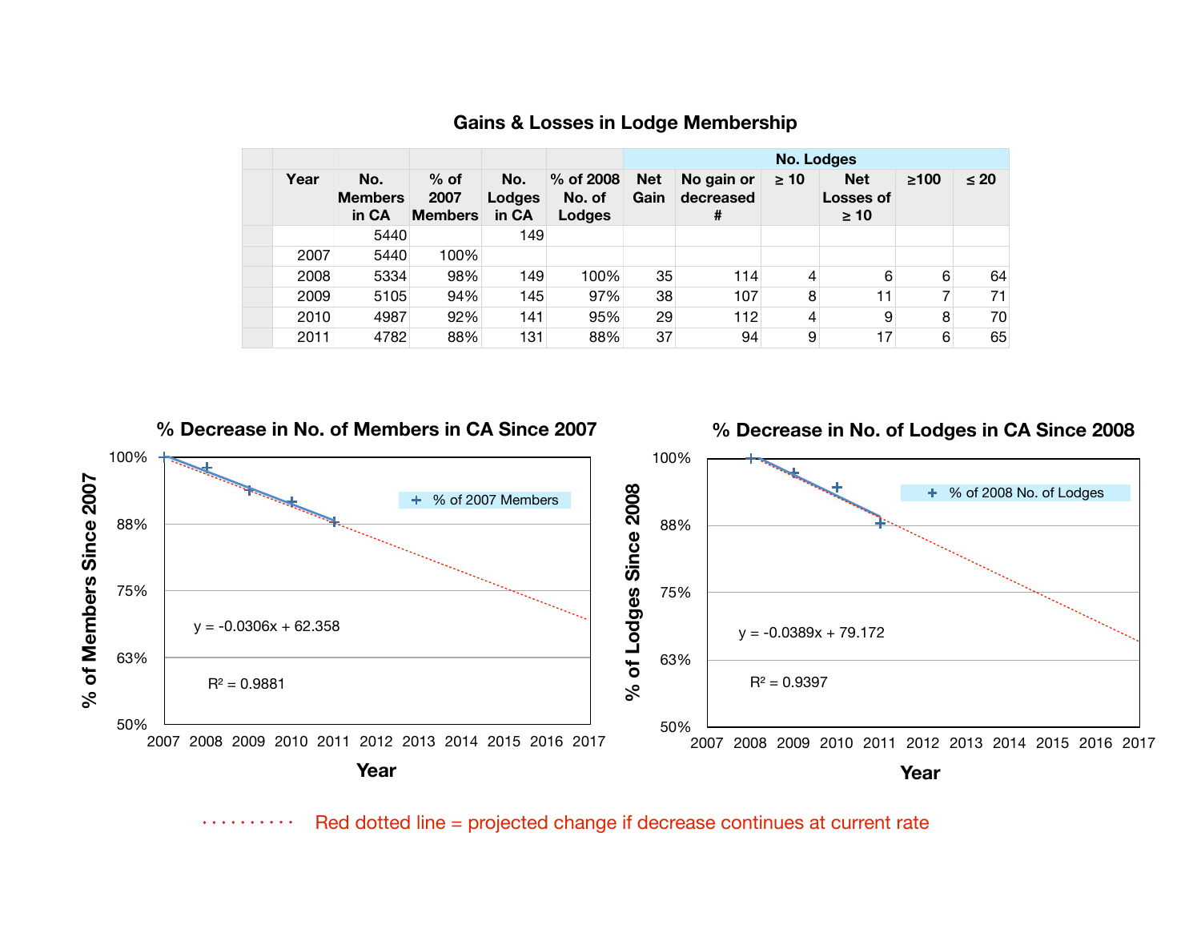## Gains & Losses in Lodge Membership

| Year | No. Members in CA | % of 2007 Members | No. Lodges in CA | % of 2008 No. of Lodges | No. Lodges | | | | | |
|---|---|---|---|---|---|---|---|---|---|---|
| | | | | | Net Gain | No gain or decreased # | ≥ 10 | Net Losses of ≥ 10 | ≥100 | ≤ 20 |
| | 5440 | | 149 | | | | | | | |
| 2007 | 5440 | 100% | | | | | | | | |
| 2008 | 5334 | 98% | 149 | 100% | 35 | 114 | 4 | 6 | 6 | 64 |
| 2009 | 5105 | 94% | 145 | 97% | 38 | 107 | 8 | 11 | 7 | 71 |
| 2010 | 4987 | 92% | 141 | 95% | 29 | 112 | 4 | 9 | 8 | 70 |
| 2011 | 4782 | 88% | 131 | 88% | 37 | 94 | 9 | 17 | 6 | 65 |

### % Decrease in No. of Members in CA Since 2007

$y = -0.0306x + 62.358$

$R^2 = 0.9881$

### % Decrease in No. of Lodges in CA Since 2008

$y = -0.0389x + 79.172$

$R^2 = 0.9397$

Red dotted line = projected change if decrease continues at current rate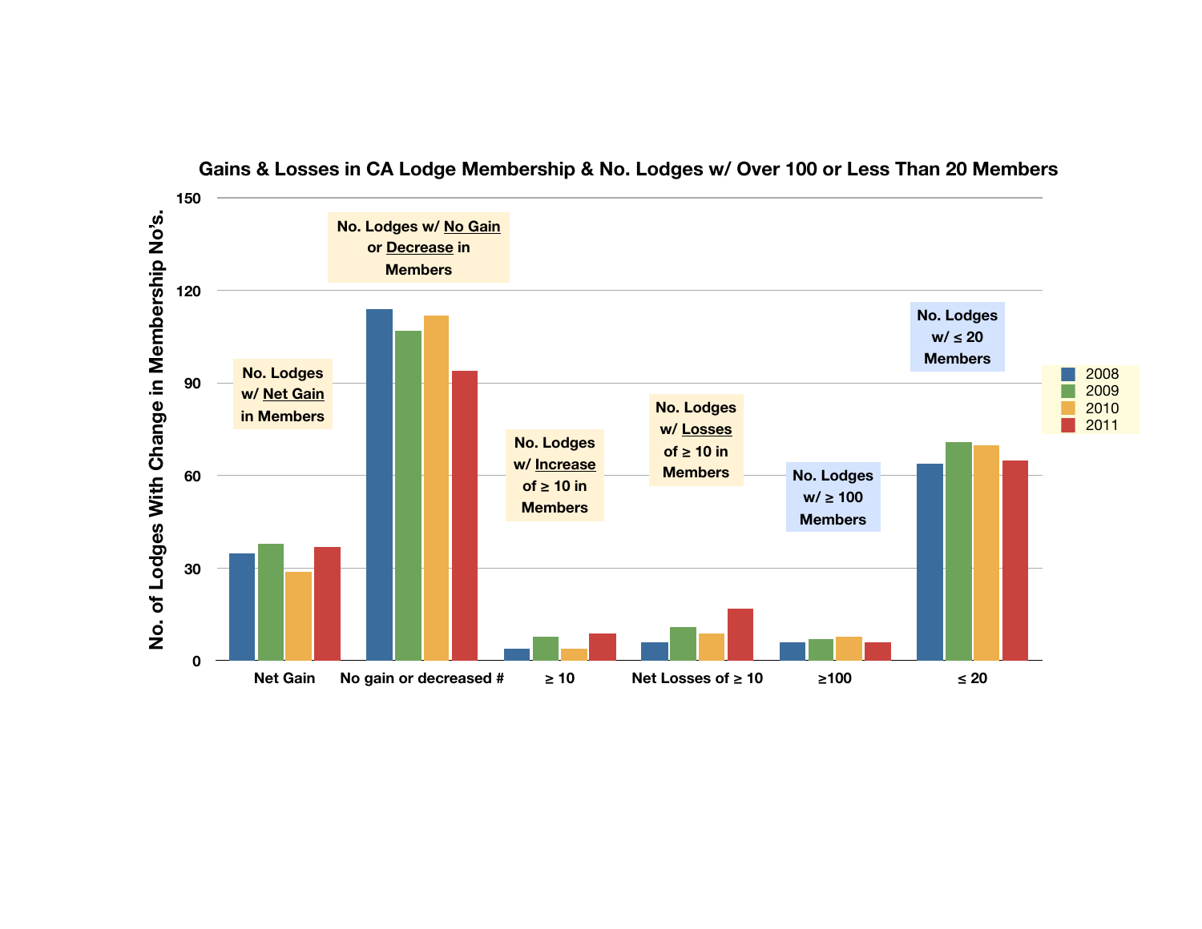## Gains & Losses in CA Lodge Membership & No. Lodges w/ Over 100 or Less Than 20 Members

No. of Lodges With Change in Membership No's.

150
120
90
60
30
0

No. Lodges w/ Net Gain in Members

No. Lodges w/ No Gain or Decrease in Members

No. Lodges w/ Increase of ≥ 10 in Members

No. Lodges w/ Losses of ≥ 10 in Members

No. Lodges w/ ≥ 100 Members

No. Lodges w/ ≤ 20 Members

Net Gain | No gain or decreased # | ≥ 10 | Net Losses of ≥ 10 | ≥100 | ≤ 20

2008
2009
2010
2011